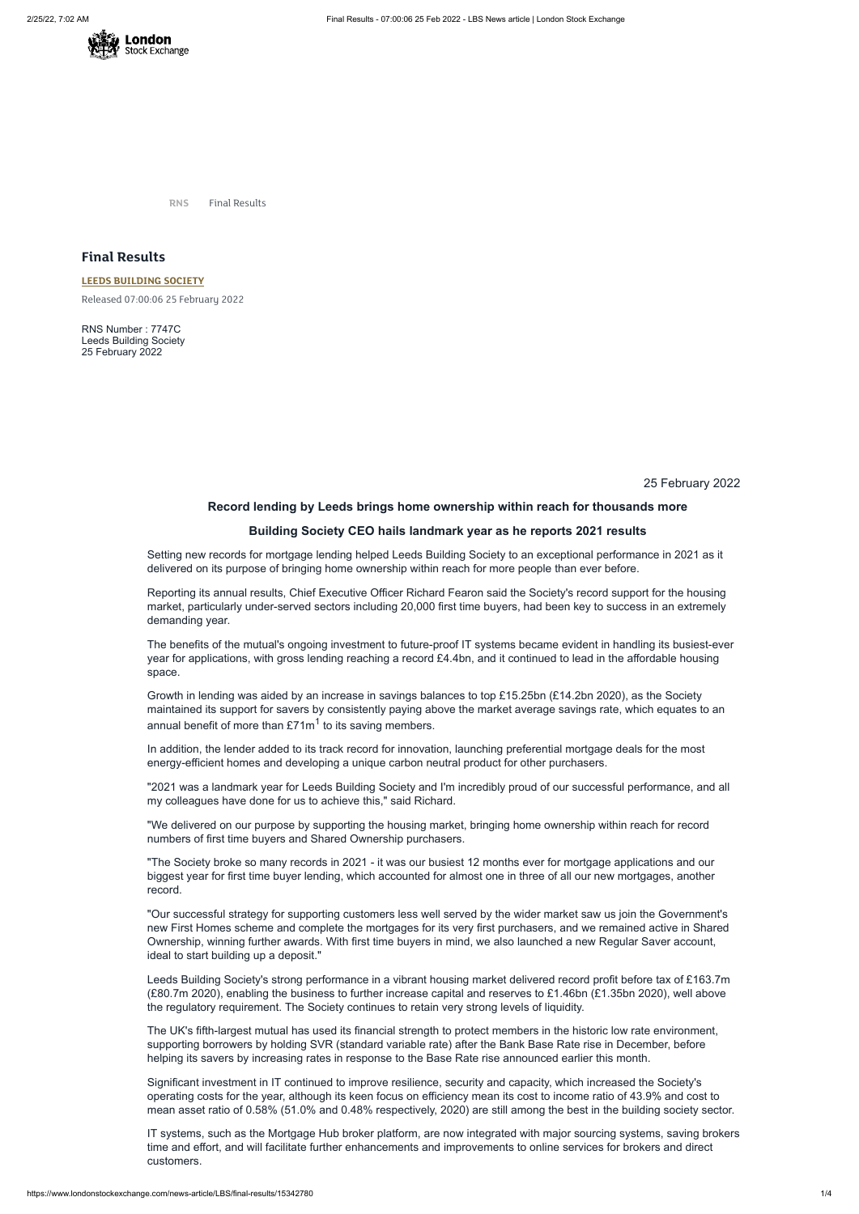RNS Final Results

## Final Results

**LEEDS BUILDING SOCIETY**

Released 07:00:06 25 February 2022

RNS Number : 7747C
Leeds Building Society
25 February 2022

25 February 2022

### Record lending by Leeds brings home ownership within reach for thousands more

### Building Society CEO hails landmark year as he reports 2021 results

Setting new records for mortgage lending helped Leeds Building Society to an exceptional performance in 2021 as it delivered on its purpose of bringing home ownership within reach for more people than ever before.

Reporting its annual results, Chief Executive Officer Richard Fearon said the Society's record support for the housing market, particularly under-served sectors including 20,000 first time buyers, had been key to success in an extremely demanding year.

The benefits of the mutual's ongoing investment to future-proof IT systems became evident in handling its busiest-ever year for applications, with gross lending reaching a record £4.4bn, and it continued to lead in the affordable housing space.

Growth in lending was aided by an increase in savings balances to top £15.25bn (£14.2bn 2020), as the Society maintained its support for savers by consistently paying above the market average savings rate, which equates to an annual benefit of more than £71m[1] to its saving members.

In addition, the lender added to its track record for innovation, launching preferential mortgage deals for the most energy-efficient homes and developing a unique carbon neutral product for other purchasers.

"2021 was a landmark year for Leeds Building Society and I'm incredibly proud of our successful performance, and all my colleagues have done for us to achieve this," said Richard.

"We delivered on our purpose by supporting the housing market, bringing home ownership within reach for record numbers of first time buyers and Shared Ownership purchasers.

"The Society broke so many records in 2021 - it was our busiest 12 months ever for mortgage applications and our biggest year for first time buyer lending, which accounted for almost one in three of all our new mortgages, another record.

"Our successful strategy for supporting customers less well served by the wider market saw us join the Government's new First Homes scheme and complete the mortgages for its very first purchasers, and we remained active in Shared Ownership, winning further awards. With first time buyers in mind, we also launched a new Regular Saver account, ideal to start building up a deposit."

Leeds Building Society's strong performance in a vibrant housing market delivered record profit before tax of £163.7m (£80.7m 2020), enabling the business to further increase capital and reserves to £1.46bn (£1.35bn 2020), well above the regulatory requirement. The Society continues to retain very strong levels of liquidity.

The UK's fifth-largest mutual has used its financial strength to protect members in the historic low rate environment, supporting borrowers by holding SVR (standard variable rate) after the Bank Base Rate rise in December, before helping its savers by increasing rates in response to the Base Rate rise announced earlier this month.

Significant investment in IT continued to improve resilience, security and capacity, which increased the Society's operating costs for the year, although its keen focus on efficiency mean its cost to income ratio of 43.9% and cost to mean asset ratio of 0.58% (51.0% and 0.48% respectively, 2020) are still among the best in the building society sector.

IT systems, such as the Mortgage Hub broker platform, are now integrated with major sourcing systems, saving brokers time and effort, and will facilitate further enhancements and improvements to online services for brokers and direct customers.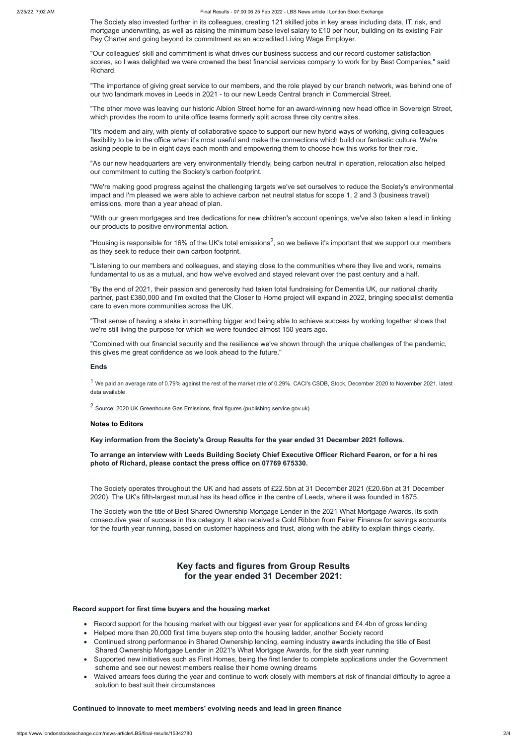The Society also invested further in its colleagues, creating 121 skilled jobs in key areas including data, IT, risk, and mortgage underwriting, as well as raising the minimum base level salary to £10 per hour, building on its existing Fair Pay Charter and going beyond its commitment as an accredited Living Wage Employer.

"Our colleagues' skill and commitment is what drives our business success and our record customer satisfaction scores, so I was delighted we were crowned the best financial services company to work for by Best Companies," said Richard.

"The importance of giving great service to our members, and the role played by our branch network, was behind one of our two landmark moves in Leeds in 2021 - to our new Leeds Central branch in Commercial Street.

"The other move was leaving our historic Albion Street home for an award-winning new head office in Sovereign Street, which provides the room to unite office teams formerly split across three city centre sites.

"It's modern and airy, with plenty of collaborative space to support our new hybrid ways of working, giving colleagues flexibility to be in the office when it's most useful and make the connections which build our fantastic culture. We're asking people to be in eight days each month and empowering them to choose how this works for their role.

"As our new headquarters are very environmentally friendly, being carbon neutral in operation, relocation also helped our commitment to cutting the Society's carbon footprint.

"We're making good progress against the challenging targets we've set ourselves to reduce the Society's environmental impact and I'm pleased we were able to achieve carbon net neutral status for scope 1, 2 and 3 (business travel) emissions, more than a year ahead of plan.

"With our green mortgages and tree dedications for new children's account openings, we've also taken a lead in linking our products to positive environmental action.

"Housing is responsible for 16% of the UK's total emissions[2], so we believe it's important that we support our members as they seek to reduce their own carbon footprint.

"Listening to our members and colleagues, and staying close to the communities where they live and work, remains fundamental to us as a mutual, and how we've evolved and stayed relevant over the past century and a half.

"By the end of 2021, their passion and generosity had taken total fundraising for Dementia UK, our national charity partner, past £380,000 and I'm excited that the Closer to Home project will expand in 2022, bringing specialist dementia care to even more communities across the UK.

"That sense of having a stake in something bigger and being able to achieve success by working together shows that we're still living the purpose for which we were founded almost 150 years ago.

"Combined with our financial security and the resilience we've shown through the unique challenges of the pandemic, this gives me great confidence as we look ahead to the future."

**Ends**

[1] We paid an average rate of 0.79% against the rest of the market rate of 0.29%. CACI's CSDB, Stock, December 2020 to November 2021, latest data available

[2] Source: 2020 UK Greenhouse Gas Emissions, final figures (publishing.service.gov.uk)

**Notes to Editors**

**Key information from the Society's Group Results for the year ended 31 December 2021 follows.**

**To arrange an interview with Leeds Building Society Chief Executive Officer Richard Fearon, or for a hi res photo of Richard, please contact the press office on 07769 675330.**

The Society operates throughout the UK and had assets of £22.5bn at 31 December 2021 (£20.6bn at 31 December 2020). The UK's fifth-largest mutual has its head office in the centre of Leeds, where it was founded in 1875.

The Society won the title of Best Shared Ownership Mortgage Lender in the 2021 What Mortgage Awards, its sixth consecutive year of success in this category. It also received a Gold Ribbon from Fairer Finance for savings accounts for the fourth year running, based on customer happiness and trust, along with the ability to explain things clearly.

## Key facts and figures from Group Results for the year ended 31 December 2021:

**Record support for first time buyers and the housing market**

- Record support for the housing market with our biggest ever year for applications and £4.4bn of gross lending
- Helped more than 20,000 first time buyers step onto the housing ladder, another Society record
- Continued strong performance in Shared Ownership lending, earning industry awards including the title of Best Shared Ownership Mortgage Lender in 2021's What Mortgage Awards, for the sixth year running
- Supported new initiatives such as First Homes, being the first lender to complete applications under the Government scheme and see our newest members realise their home owning dreams
- Waived arrears fees during the year and continue to work closely with members at risk of financial difficulty to agree a solution to best suit their circumstances

**Continued to innovate to meet members' evolving needs and lead in green finance**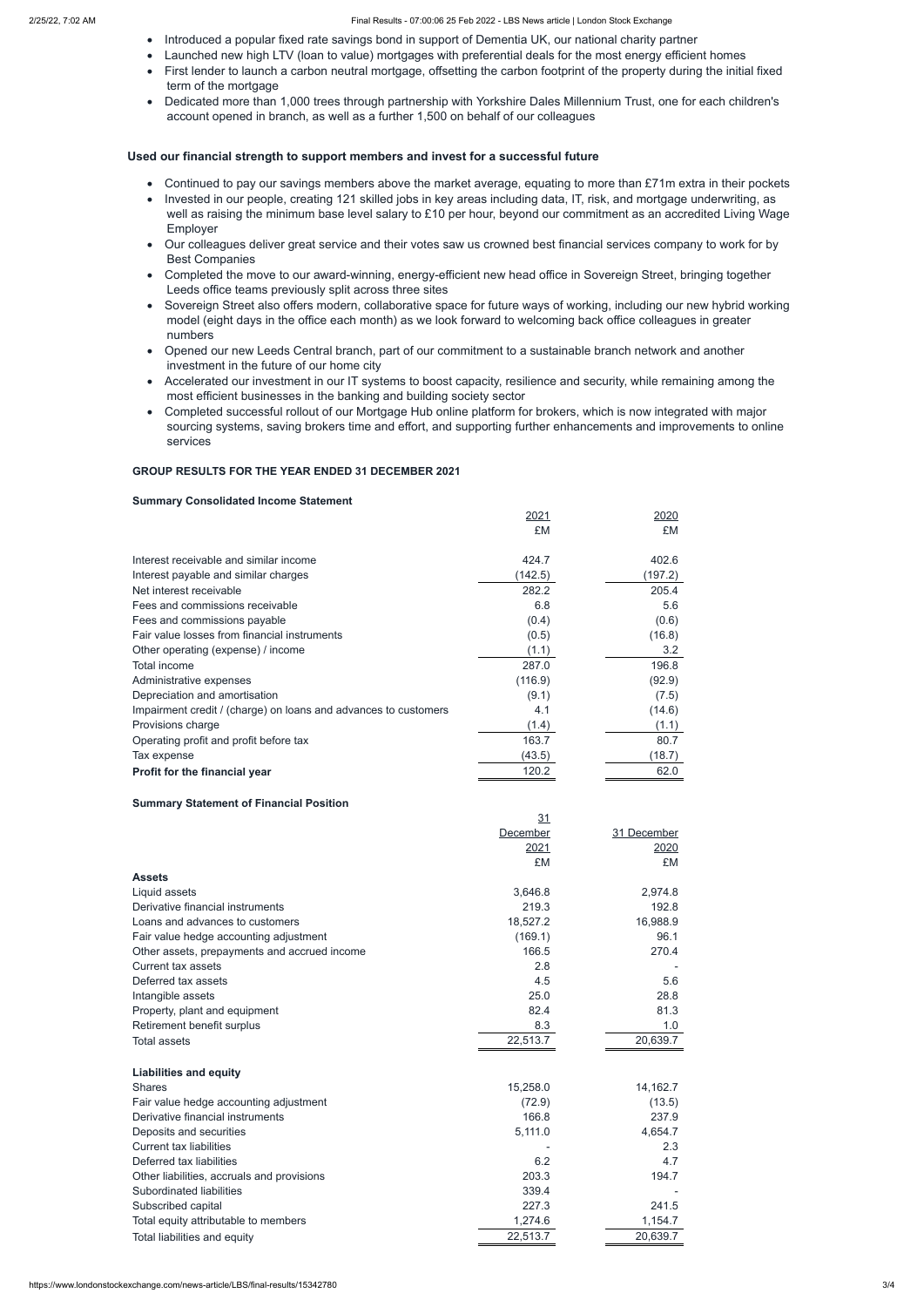- Introduced a popular fixed rate savings bond in support of Dementia UK, our national charity partner
- Launched new high LTV (loan to value) mortgages with preferential deals for the most energy efficient homes
- First lender to launch a carbon neutral mortgage, offsetting the carbon footprint of the property during the initial fixed term of the mortgage
- Dedicated more than 1,000 trees through partnership with Yorkshire Dales Millennium Trust, one for each children's account opened in branch, as well as a further 1,500 on behalf of our colleagues

**Used our financial strength to support members and invest for a successful future**

- Continued to pay our savings members above the market average, equating to more than £71m extra in their pockets
- Invested in our people, creating 121 skilled jobs in key areas including data, IT, risk, and mortgage underwriting, as well as raising the minimum base level salary to £10 per hour, beyond our commitment as an accredited Living Wage Employer
- Our colleagues deliver great service and their votes saw us crowned best financial services company to work for by Best Companies
- Completed the move to our award-winning, energy-efficient new head office in Sovereign Street, bringing together Leeds office teams previously split across three sites
- Sovereign Street also offers modern, collaborative space for future ways of working, including our new hybrid working model (eight days in the office each month) as we look forward to welcoming back office colleagues in greater numbers
- Opened our new Leeds Central branch, part of our commitment to a sustainable branch network and another investment in the future of our home city
- Accelerated our investment in our IT systems to boost capacity, resilience and security, while remaining among the most efficient businesses in the banking and building society sector
- Completed successful rollout of our Mortgage Hub online platform for brokers, which is now integrated with major sourcing systems, saving brokers time and effort, and supporting further enhancements and improvements to online services

**GROUP RESULTS FOR THE YEAR ENDED 31 DECEMBER 2021**

**Summary Consolidated Income Statement**

| | 2021 | 2020 |
|---|---|---|
| | £M | £M |
| Interest receivable and similar income | 424.7 | 402.6 |
| Interest payable and similar charges | (142.5) | (197.2) |
| Net interest receivable | 282.2 | 205.4 |
| Fees and commissions receivable | 6.8 | 5.6 |
| Fees and commissions payable | (0.4) | (0.6) |
| Fair value losses from financial instruments | (0.5) | (16.8) |
| Other operating (expense) / income | (1.1) | 3.2 |
| Total income | 287.0 | 196.8 |
| Administrative expenses | (116.9) | (92.9) |
| Depreciation and amortisation | (9.1) | (7.5) |
| Impairment credit / (charge) on loans and advances to customers | 4.1 | (14.6) |
| Provisions charge | (1.4) | (1.1) |
| Operating profit and profit before tax | 163.7 | 80.7 |
| Tax expense | (43.5) | (18.7) |
| **Profit for the financial year** | 120.2 | 62.0 |

**Summary Statement of Financial Position**

| | 31 December 2021 | 31 December 2020 |
|---|---|---|
| | £M | £M |
| **Assets** | | |
| Liquid assets | 3,646.8 | 2,974.8 |
| Derivative financial instruments | 219.3 | 192.8 |
| Loans and advances to customers | 18,527.2 | 16,988.9 |
| Fair value hedge accounting adjustment | (169.1) | 96.1 |
| Other assets, prepayments and accrued income | 166.5 | 270.4 |
| Current tax assets | 2.8 | - |
| Deferred tax assets | 4.5 | 5.6 |
| Intangible assets | 25.0 | 28.8 |
| Property, plant and equipment | 82.4 | 81.3 |
| Retirement benefit surplus | 8.3 | 1.0 |
| Total assets | 22,513.7 | 20,639.7 |
| | | |
| **Liabilities and equity** | | |
| Shares | 15,258.0 | 14,162.7 |
| Fair value hedge accounting adjustment | (72.9) | (13.5) |
| Derivative financial instruments | 166.8 | 237.9 |
| Deposits and securities | 5,111.0 | 4,654.7 |
| Current tax liabilities | - | 2.3 |
| Deferred tax liabilities | 6.2 | 4.7 |
| Other liabilities, accruals and provisions | 203.3 | 194.7 |
| Subordinated liabilities | 339.4 | - |
| Subscribed capital | 227.3 | 241.5 |
| Total equity attributable to members | 1,274.6 | 1,154.7 |
| Total liabilities and equity | 22,513.7 | 20,639.7 |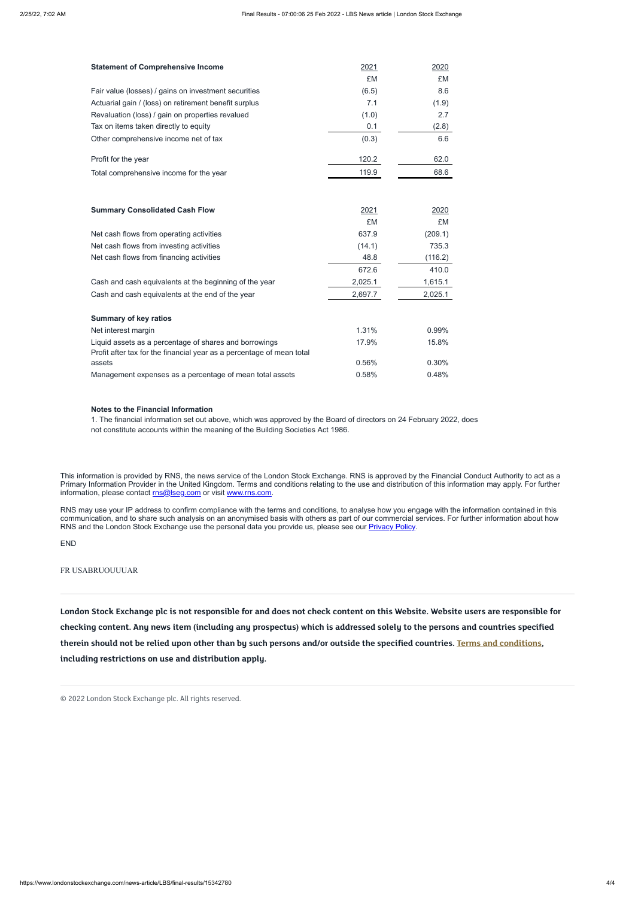| **Statement of Comprehensive Income** | 2021 | 2020 |
|---|---|---|
| | £M | £M |
| Fair value (losses) / gains on investment securities | (6.5) | 8.6 |
| Actuarial gain / (loss) on retirement benefit surplus | 7.1 | (1.9) |
| Revaluation (loss) / gain on properties revalued | (1.0) | 2.7 |
| Tax on items taken directly to equity | 0.1 | (2.8) |
| Other comprehensive income net of tax | (0.3) | 6.6 |
| Profit for the year | 120.2 | 62.0 |
| Total comprehensive income for the year | 119.9 | 68.6 |

| **Summary Consolidated Cash Flow** | 2021 | 2020 |
|---|---|---|
| | £M | £M |
| Net cash flows from operating activities | 637.9 | (209.1) |
| Net cash flows from investing activities | (14.1) | 735.3 |
| Net cash flows from financing activities | 48.8 | (116.2) |
| | 672.6 | 410.0 |
| Cash and cash equivalents at the beginning of the year | 2,025.1 | 1,615.1 |
| Cash and cash equivalents at the end of the year | 2,697.7 | 2,025.1 |

| **Summary of key ratios** | | |
|---|---|---|
| Net interest margin | 1.31% | 0.99% |
| Liquid assets as a percentage of shares and borrowings | 17.9% | 15.8% |
| Profit after tax for the financial year as a percentage of mean total assets | 0.56% | 0.30% |
| Management expenses as a percentage of mean total assets | 0.58% | 0.48% |

**Notes to the Financial Information**

1. The financial information set out above, which was approved by the Board of directors on 24 February 2022, does not constitute accounts within the meaning of the Building Societies Act 1986.

This information is provided by RNS, the news service of the London Stock Exchange. RNS is approved by the Financial Conduct Authority to act as a Primary Information Provider in the United Kingdom. Terms and conditions relating to the use and distribution of this information may apply. For further information, please contact rns@lseg.com or visit www.rns.com.

RNS may use your IP address to confirm compliance with the terms and conditions, to analyse how you engage with the information contained in this communication, and to share such analysis on an anonymised basis with others as part of our commercial services. For further information about how RNS and the London Stock Exchange use the personal data you provide us, please see our Privacy Policy.

END

FR USABRUOUUUAR

**London Stock Exchange plc is not responsible for and does not check content on this Website. Website users are responsible for checking content. Any news item (including any prospectus) which is addressed solely to the persons and countries specified therein should not be relied upon other than by such persons and/or outside the specified countries. Terms and conditions, including restrictions on use and distribution apply.**

© 2022 London Stock Exchange plc. All rights reserved.